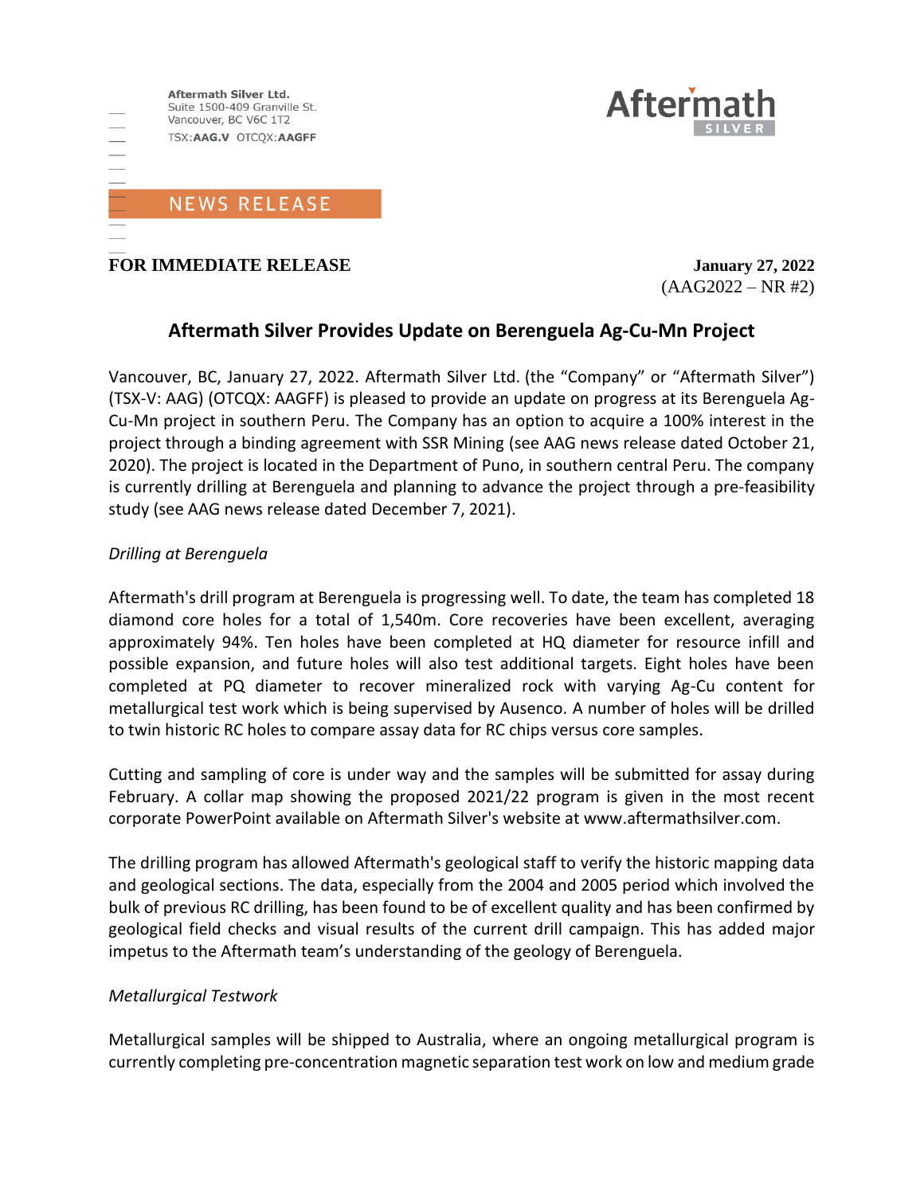Aftermath Silver Ltd.
Suite 1500-409 Granville St.
Vancouver, BC V6C 1T2
TSX:**AAG.V** OTCQX:**AAGFF**

Aftermath SILVER

NEWS RELEASE

**FOR IMMEDIATE RELEASE**

**January 27, 2022**
(AAG2022 – NR #2)

# Aftermath Silver Provides Update on Berenguela Ag-Cu-Mn Project

Vancouver, BC, January 27, 2022. Aftermath Silver Ltd. (the "Company" or "Aftermath Silver") (TSX-V: AAG) (OTCQX: AAGFF) is pleased to provide an update on progress at its Berenguela Ag-Cu-Mn project in southern Peru. The Company has an option to acquire a 100% interest in the project through a binding agreement with SSR Mining (see AAG news release dated October 21, 2020). The project is located in the Department of Puno, in southern central Peru. The company is currently drilling at Berenguela and planning to advance the project through a pre-feasibility study (see AAG news release dated December 7, 2021).

*Drilling at Berenguela*

Aftermath's drill program at Berenguela is progressing well. To date, the team has completed 18 diamond core holes for a total of 1,540m. Core recoveries have been excellent, averaging approximately 94%. Ten holes have been completed at HQ diameter for resource infill and possible expansion, and future holes will also test additional targets. Eight holes have been completed at PQ diameter to recover mineralized rock with varying Ag-Cu content for metallurgical test work which is being supervised by Ausenco. A number of holes will be drilled to twin historic RC holes to compare assay data for RC chips versus core samples.

Cutting and sampling of core is under way and the samples will be submitted for assay during February. A collar map showing the proposed 2021/22 program is given in the most recent corporate PowerPoint available on Aftermath Silver's website at www.aftermathsilver.com.

The drilling program has allowed Aftermath's geological staff to verify the historic mapping data and geological sections. The data, especially from the 2004 and 2005 period which involved the bulk of previous RC drilling, has been found to be of excellent quality and has been confirmed by geological field checks and visual results of the current drill campaign. This has added major impetus to the Aftermath team's understanding of the geology of Berenguela.

*Metallurgical Testwork*

Metallurgical samples will be shipped to Australia, where an ongoing metallurgical program is currently completing pre-concentration magnetic separation test work on low and medium grade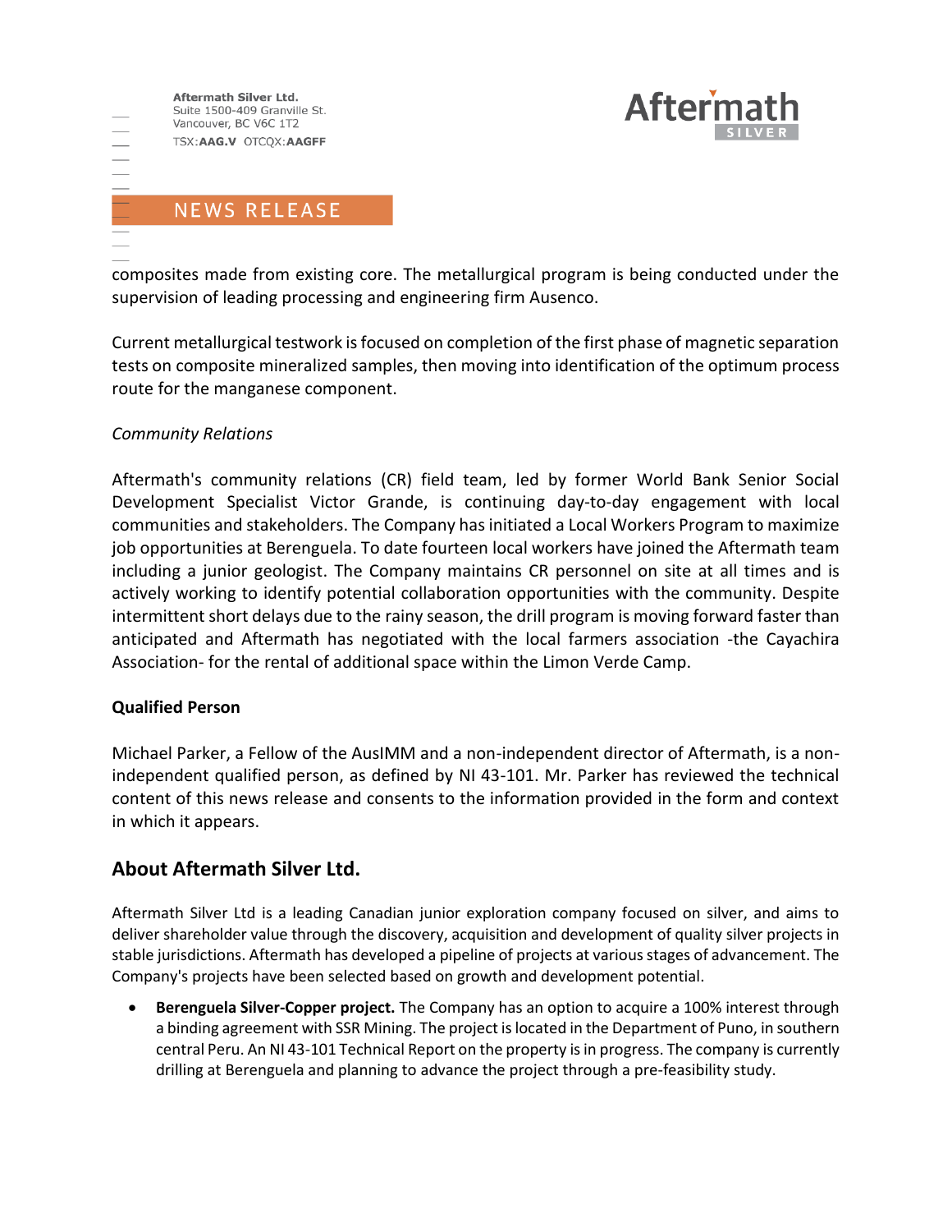composites made from existing core. The metallurgical program is being conducted under the supervision of leading processing and engineering firm Ausenco.

Current metallurgical testwork is focused on completion of the first phase of magnetic separation tests on composite mineralized samples, then moving into identification of the optimum process route for the manganese component.

*Community Relations*

Aftermath's community relations (CR) field team, led by former World Bank Senior Social Development Specialist Victor Grande, is continuing day-to-day engagement with local communities and stakeholders. The Company has initiated a Local Workers Program to maximize job opportunities at Berenguela. To date fourteen local workers have joined the Aftermath team including a junior geologist. The Company maintains CR personnel on site at all times and is actively working to identify potential collaboration opportunities with the community. Despite intermittent short delays due to the rainy season, the drill program is moving forward faster than anticipated and Aftermath has negotiated with the local farmers association -the Cayachira Association- for the rental of additional space within the Limon Verde Camp.

**Qualified Person**

Michael Parker, a Fellow of the AusIMM and a non-independent director of Aftermath, is a non-independent qualified person, as defined by NI 43-101. Mr. Parker has reviewed the technical content of this news release and consents to the information provided in the form and context in which it appears.

## About Aftermath Silver Ltd.

Aftermath Silver Ltd is a leading Canadian junior exploration company focused on silver, and aims to deliver shareholder value through the discovery, acquisition and development of quality silver projects in stable jurisdictions. Aftermath has developed a pipeline of projects at various stages of advancement. The Company's projects have been selected based on growth and development potential.

- **Berenguela Silver-Copper project.** The Company has an option to acquire a 100% interest through a binding agreement with SSR Mining. The project is located in the Department of Puno, in southern central Peru. An NI 43-101 Technical Report on the property is in progress. The company is currently drilling at Berenguela and planning to advance the project through a pre-feasibility study.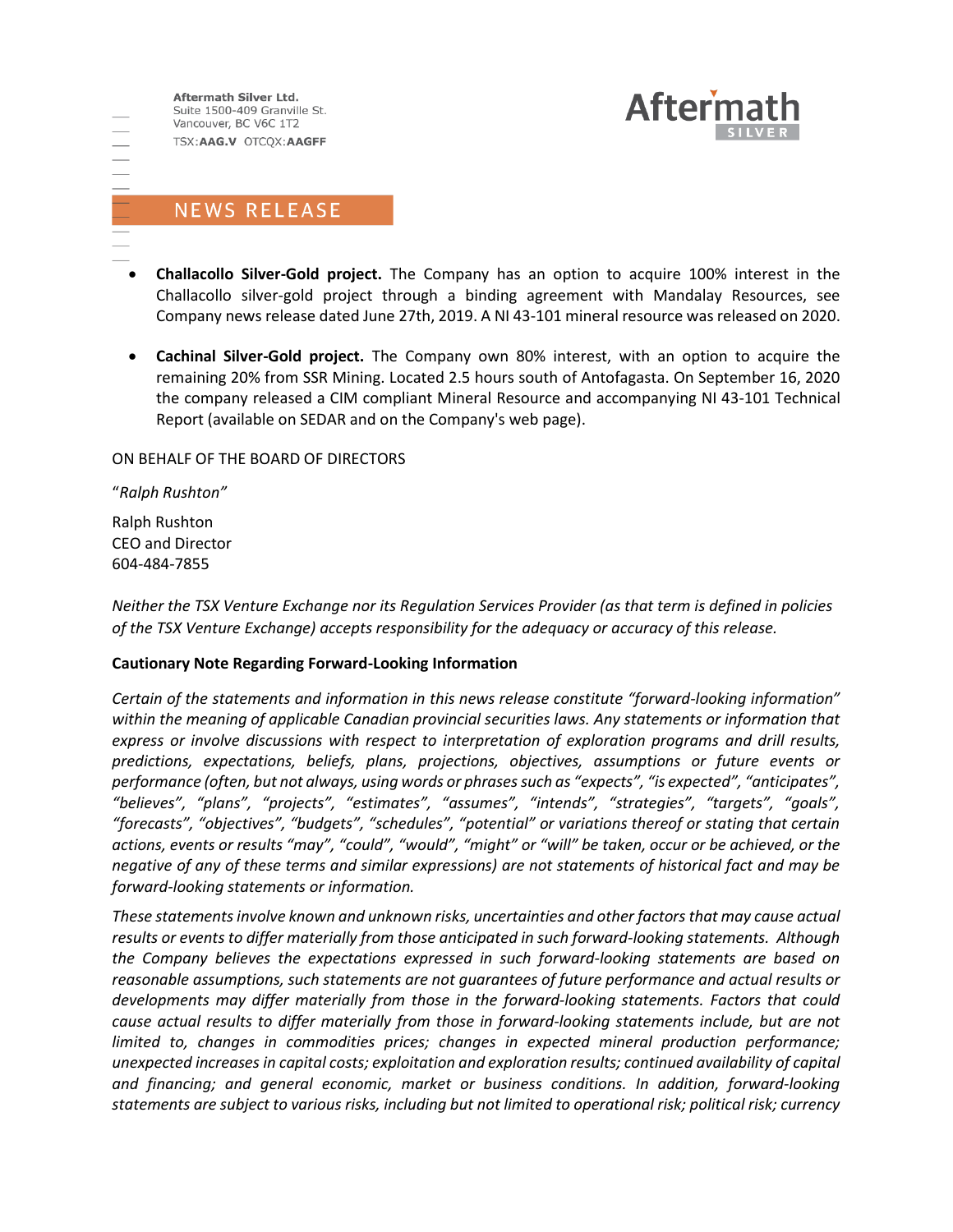- **Challacollo Silver-Gold project.** The Company has an option to acquire 100% interest in the Challacollo silver-gold project through a binding agreement with Mandalay Resources, see Company news release dated June 27th, 2019. A NI 43-101 mineral resource was released on 2020.

- **Cachinal Silver-Gold project.** The Company own 80% interest, with an option to acquire the remaining 20% from SSR Mining. Located 2.5 hours south of Antofagasta. On September 16, 2020 the company released a CIM compliant Mineral Resource and accompanying NI 43-101 Technical Report (available on SEDAR and on the Company's web page).

ON BEHALF OF THE BOARD OF DIRECTORS

"*Ralph Rushton*"

Ralph Rushton
CEO and Director
604-484-7855

*Neither the TSX Venture Exchange nor its Regulation Services Provider (as that term is defined in policies of the TSX Venture Exchange) accepts responsibility for the adequacy or accuracy of this release.*

**Cautionary Note Regarding Forward-Looking Information**

*Certain of the statements and information in this news release constitute "forward-looking information" within the meaning of applicable Canadian provincial securities laws. Any statements or information that express or involve discussions with respect to interpretation of exploration programs and drill results, predictions, expectations, beliefs, plans, projections, objectives, assumptions or future events or performance (often, but not always, using words or phrases such as "expects", "is expected", "anticipates", "believes", "plans", "projects", "estimates", "assumes", "intends", "strategies", "targets", "goals", "forecasts", "objectives", "budgets", "schedules", "potential" or variations thereof or stating that certain actions, events or results "may", "could", "would", "might" or "will" be taken, occur or be achieved, or the negative of any of these terms and similar expressions) are not statements of historical fact and may be forward-looking statements or information.*

*These statements involve known and unknown risks, uncertainties and other factors that may cause actual results or events to differ materially from those anticipated in such forward-looking statements. Although the Company believes the expectations expressed in such forward-looking statements are based on reasonable assumptions, such statements are not guarantees of future performance and actual results or developments may differ materially from those in the forward-looking statements. Factors that could cause actual results to differ materially from those in forward-looking statements include, but are not limited to, changes in commodities prices; changes in expected mineral production performance; unexpected increases in capital costs; exploitation and exploration results; continued availability of capital and financing; and general economic, market or business conditions. In addition, forward-looking statements are subject to various risks, including but not limited to operational risk; political risk; currency*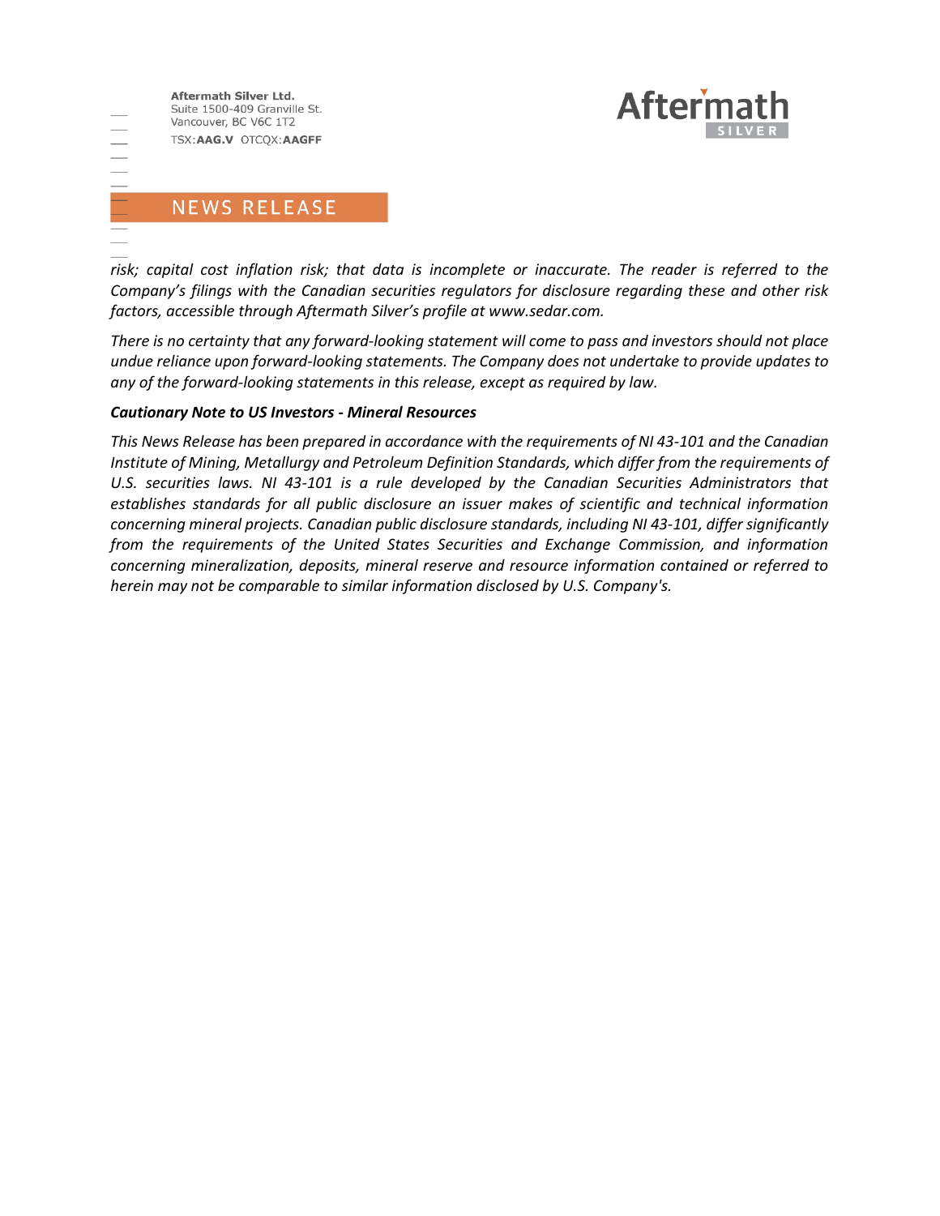*risk; capital cost inflation risk; that data is incomplete or inaccurate. The reader is referred to the Company's filings with the Canadian securities regulators for disclosure regarding these and other risk factors, accessible through Aftermath Silver's profile at www.sedar.com.*

*There is no certainty that any forward-looking statement will come to pass and investors should not place undue reliance upon forward-looking statements. The Company does not undertake to provide updates to any of the forward-looking statements in this release, except as required by law.*

***Cautionary Note to US Investors - Mineral Resources***

*This News Release has been prepared in accordance with the requirements of NI 43-101 and the Canadian Institute of Mining, Metallurgy and Petroleum Definition Standards, which differ from the requirements of U.S. securities laws. NI 43-101 is a rule developed by the Canadian Securities Administrators that establishes standards for all public disclosure an issuer makes of scientific and technical information concerning mineral projects. Canadian public disclosure standards, including NI 43-101, differ significantly from the requirements of the United States Securities and Exchange Commission, and information concerning mineralization, deposits, mineral reserve and resource information contained or referred to herein may not be comparable to similar information disclosed by U.S. Company's.*